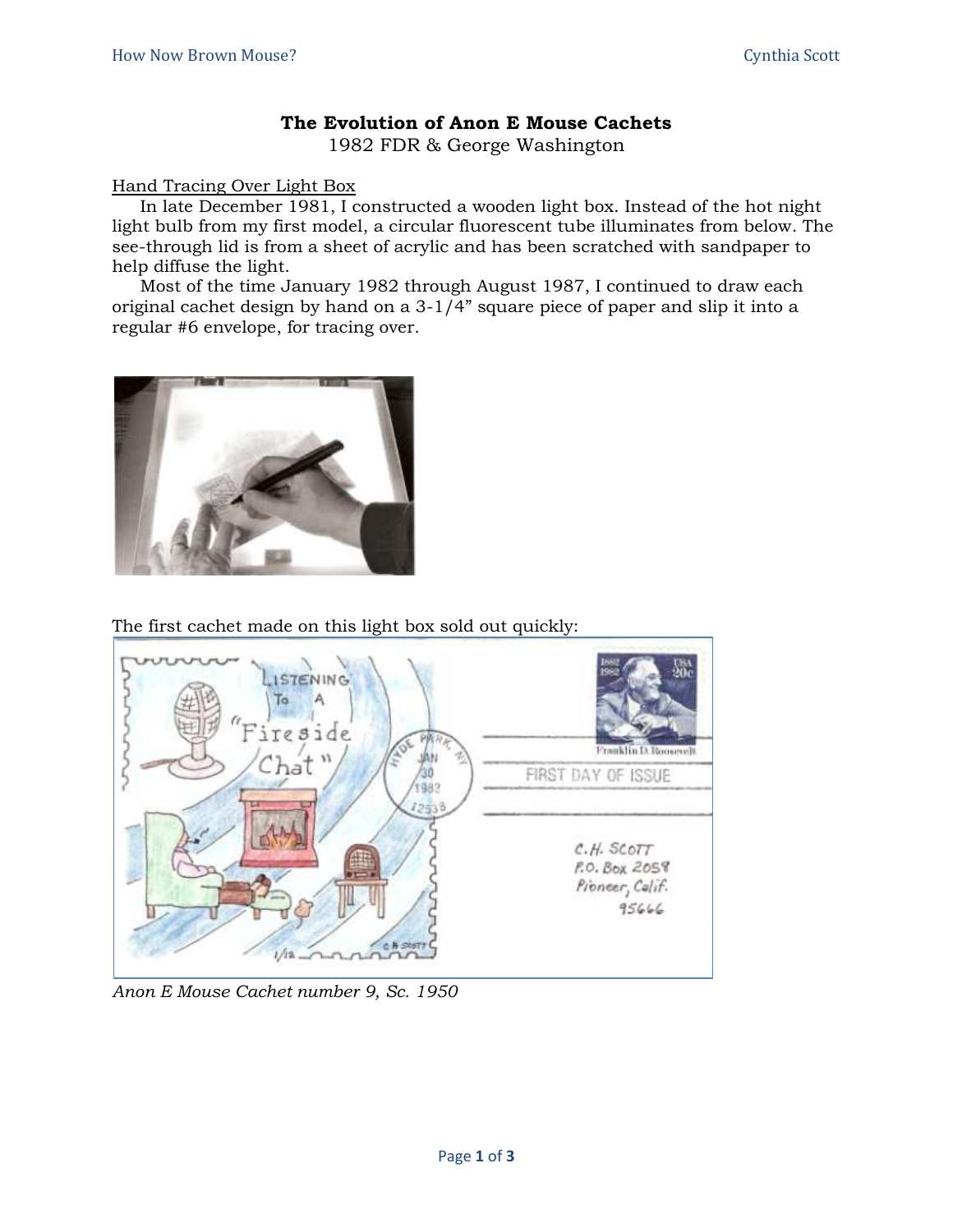# The Evolution of Anon E Mouse Cachets

1982 FDR & George Washington

Hand Tracing Over Light Box

In late December 1981, I constructed a wooden light box. Instead of the hot night light bulb from my first model, a circular fluorescent tube illuminates from below. The see-through lid is from a sheet of acrylic and has been scratched with sandpaper to help diffuse the light.

Most of the time January 1982 through August 1987, I continued to draw each original cachet design by hand on a 3-1/4" square piece of paper and slip it into a regular #6 envelope, for tracing over.

The first cachet made on this light box sold out quickly:

*Anon E Mouse Cachet number 9, Sc. 1950*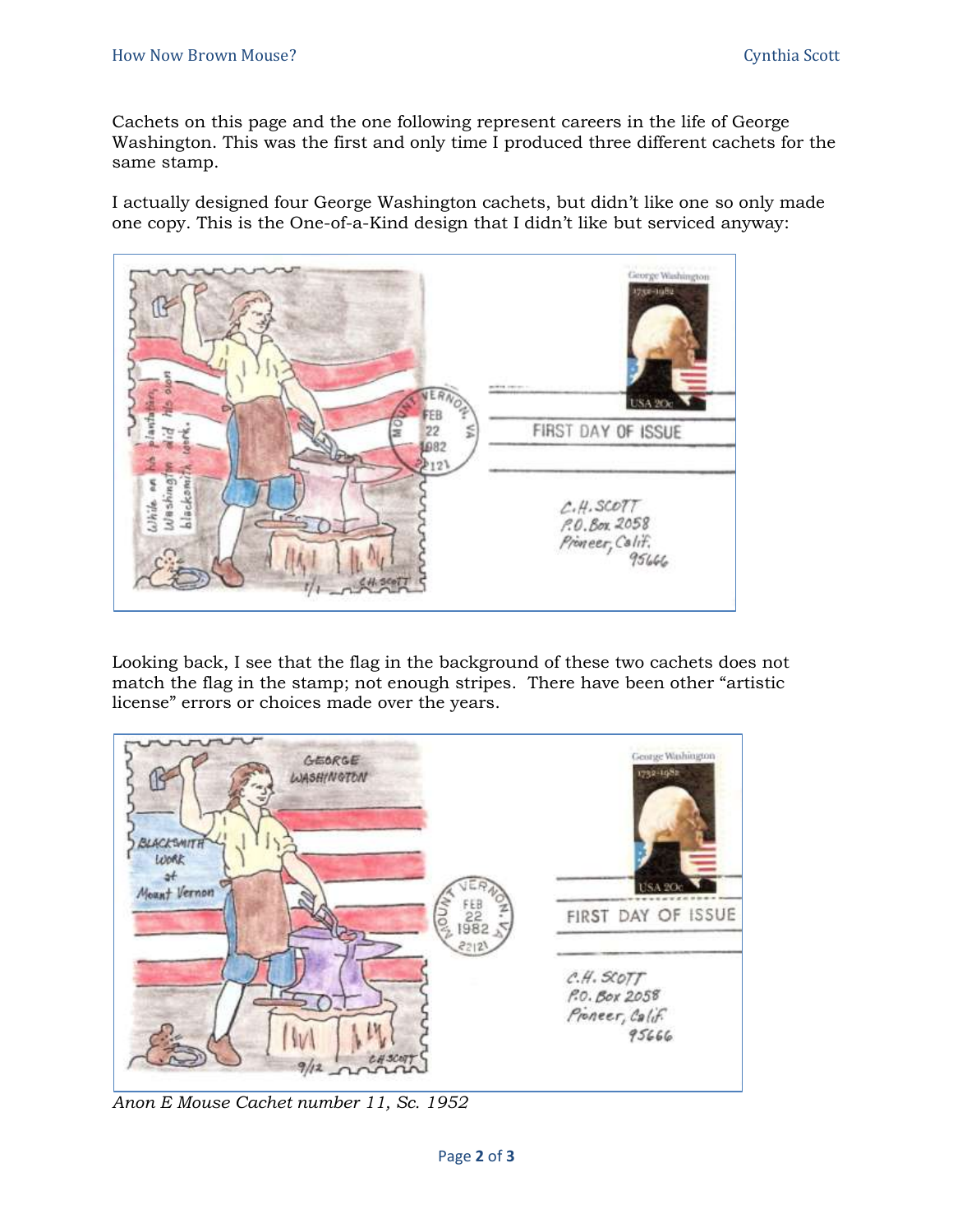Cachets on this page and the one following represent careers in the life of George Washington. This was the first and only time I produced three different cachets for the same stamp.

I actually designed four George Washington cachets, but didn't like one so only made one copy. This is the One-of-a-Kind design that I didn't like but serviced anyway:

Looking back, I see that the flag in the background of these two cachets does not match the flag in the stamp; not enough stripes. There have been other "artistic license" errors or choices made over the years.

*Anon E Mouse Cachet number 11, Sc. 1952*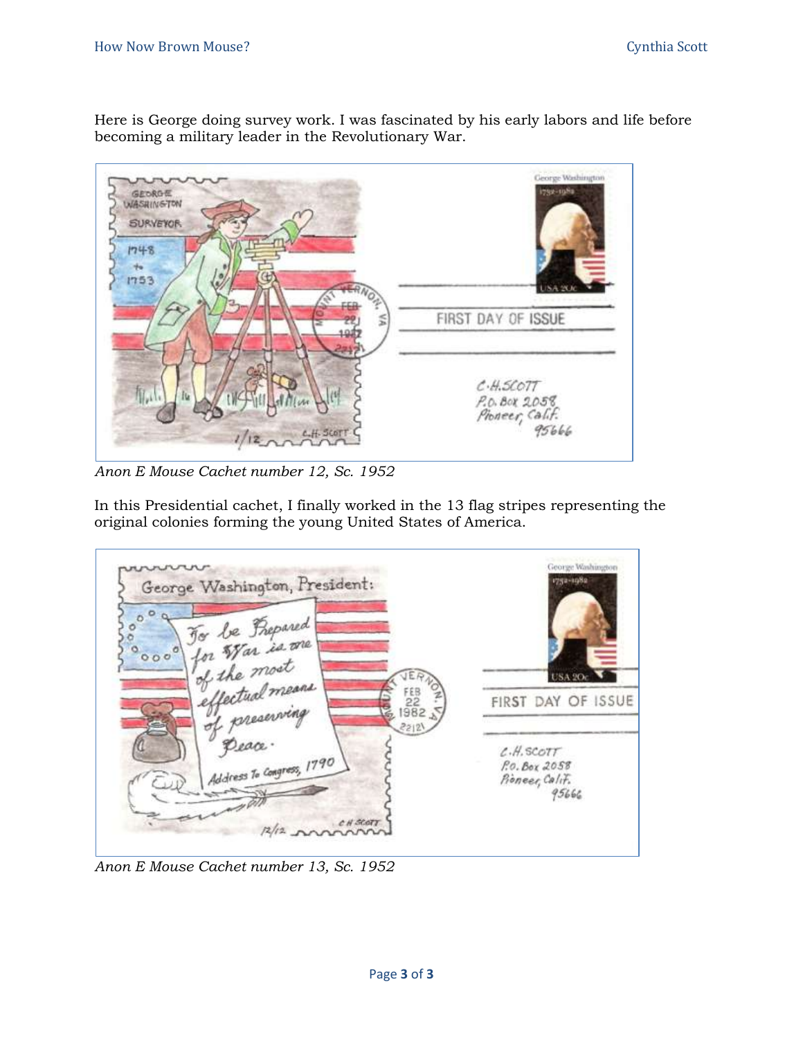Here is George doing survey work. I was fascinated by his early labors and life before becoming a military leader in the Revolutionary War.

*Anon E Mouse Cachet number 12, Sc. 1952*

In this Presidential cachet, I finally worked in the 13 flag stripes representing the original colonies forming the young United States of America.

*Anon E Mouse Cachet number 13, Sc. 1952*